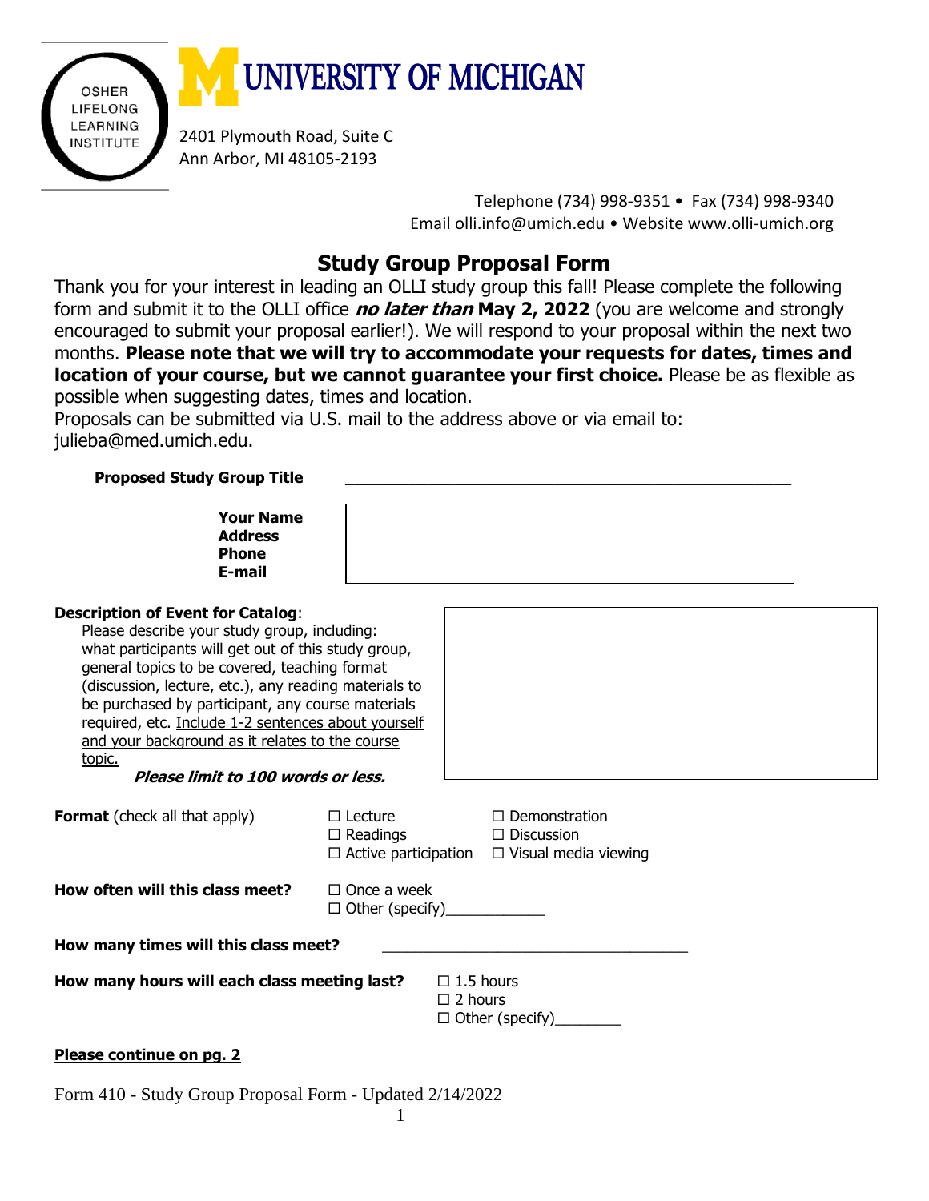OSHER LIFELONG LEARNING INSTITUTE

**UNIVERSITY OF MICHIGAN**

2401 Plymouth Road, Suite C
Ann Arbor, MI 48105-2193

Telephone (734) 998-9351 • Fax (734) 998-9340
Email olli.info@umich.edu • Website www.olli-umich.org

# Study Group Proposal Form

Thank you for your interest in leading an OLLI study group this fall! Please complete the following form and submit it to the OLLI office ***no later than*** **May 2, 2022** (you are welcome and strongly encouraged to submit your proposal earlier!). We will respond to your proposal within the next two months. **Please note that we will try to accommodate your requests for dates, times and location of your course, but we cannot guarantee your first choice.** Please be as flexible as possible when suggesting dates, times and location.

Proposals can be submitted via U.S. mail to the address above or via email to: julieba@med.umich.edu.

**Proposed Study Group Title** ____________________________________________________

**Your Name**
**Address**
**Phone**
**E-mail**

**Description of Event for Catalog**:
Please describe your study group, including: what participants will get out of this study group, general topics to be covered, teaching format (discussion, lecture, etc.), any reading materials to be purchased by participant, any course materials required, etc. Include 1-2 sentences about yourself and your background as it relates to the course topic.
***Please limit to 100 words or less.***

**Format** (check all that apply)
- ☐ Lecture
- ☐ Readings
- ☐ Active participation
- ☐ Demonstration
- ☐ Discussion
- ☐ Visual media viewing

**How often will this class meet?**
- ☐ Once a week
- ☐ Other (specify)____________

**How many times will this class meet?** ____________________________________

**How many hours will each class meeting last?**
- ☐ 1.5 hours
- ☐ 2 hours
- ☐ Other (specify)________

**Please continue on pg. 2**

Form 410 - Study Group Proposal Form - Updated 2/14/2022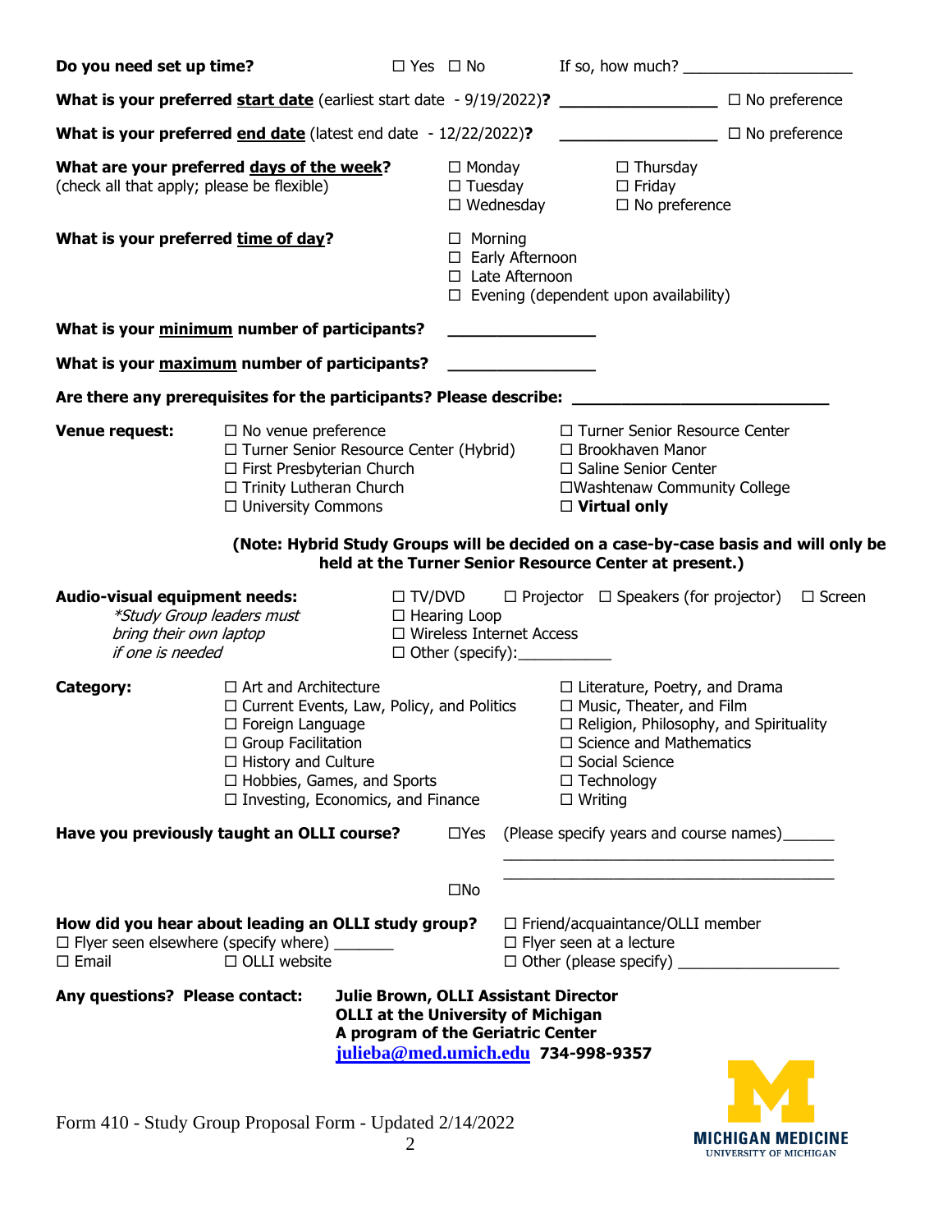**Do you need set up time?** ☐ Yes ☐ No If so, how much? ____________________

**What is your preferred <u>start date</u>** (earliest start date - 9/19/2022)**?** __________________ ☐ No preference

**What is your preferred <u>end date</u>** (latest end date - 12/22/2022)**?** __________________ ☐ No preference

**What are your preferred <u>days of the week</u>?**
(check all that apply; please be flexible)

☐ Monday
☐ Tuesday
☐ Wednesday
☐ Thursday
☐ Friday
☐ No preference

**What is your preferred <u>time of day</u>?**

☐ Morning
☐ Early Afternoon
☐ Late Afternoon
☐ Evening (dependent upon availability)

**What is your <u>minimum</u> number of participants?** _________________

**What is your <u>maximum</u> number of participants?** _________________

**Are there any prerequisites for the participants? Please describe:** ____________________________

**Venue request:**

☐ No venue preference
☐ Turner Senior Resource Center (Hybrid)
☐ First Presbyterian Church
☐ Trinity Lutheran Church
☐ University Commons
☐ Turner Senior Resource Center
☐ Brookhaven Manor
☐ Saline Senior Center
☐Washtenaw Community College
☐ **Virtual only**

**(Note: Hybrid Study Groups will be decided on a case-by-case basis and will only be held at the Turner Senior Resource Center at present.)**

**Audio-visual equipment needs:**
*\*Study Group leaders must bring their own laptop if one is needed*

☐ TV/DVD ☐ Projector ☐ Speakers (for projector) ☐ Screen
☐ Hearing Loop
☐ Wireless Internet Access
☐ Other (specify):___________

**Category:**

☐ Art and Architecture
☐ Current Events, Law, Policy, and Politics
☐ Foreign Language
☐ Group Facilitation
☐ History and Culture
☐ Hobbies, Games, and Sports
☐ Investing, Economics, and Finance
☐ Literature, Poetry, and Drama
☐ Music, Theater, and Film
☐ Religion, Philosophy, and Spirituality
☐ Science and Mathematics
☐ Social Science
☐ Technology
☐ Writing

**Have you previously taught an OLLI course?** ☐Yes (Please specify years and course names)______
_________________________________________
_________________________________________
☐No

**How did you hear about leading an OLLI study group?**
☐ Flyer seen elsewhere (specify where) _______
☐ Email ☐ OLLI website
☐ Friend/acquaintance/OLLI member
☐ Flyer seen at a lecture
☐ Other (please specify) ___________________

**Any questions? Please contact:**
**Julie Brown, OLLI Assistant Director**
**OLLI at the University of Michigan**
**A program of the Geriatric Center**
**julieba@med.umich.edu 734-998-9357**

Form 410 - Study Group Proposal Form - Updated 2/14/2022

MICHIGAN MEDICINE
UNIVERSITY OF MICHIGAN